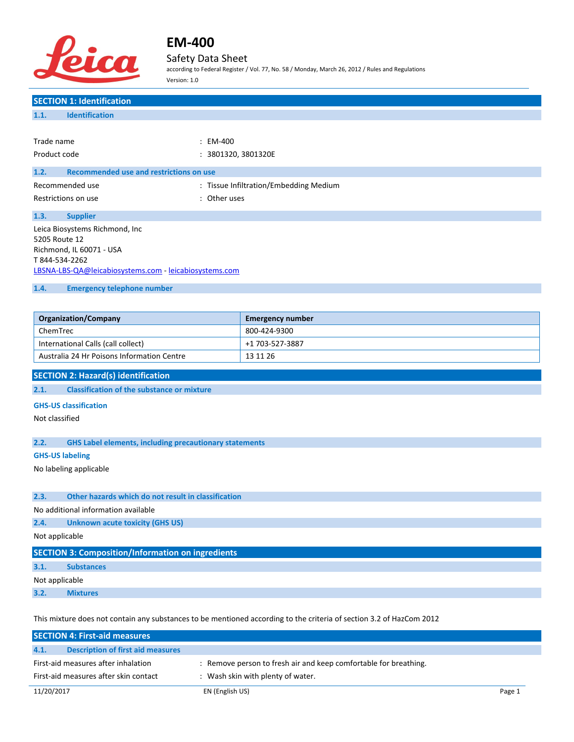# EM-400

Safety Data Sheet

according to Federal Register / Vol. 77, No. 58 / Monday, March 26, 2012 / Rules and Regulations

Version: 1.0

## SECTION 1: Identification

### 1.1. Identification

Trade name : EM-400

Product code : 3801320, 3801320E

### 1.2. Recommended use and restrictions on use

Recommended use : Tissue Infiltration/Embedding Medium

Restrictions on use : Other uses

### 1.3. Supplier

Leica Biosystems Richmond, Inc
5205 Route 12
Richmond, IL 60071 - USA
T 844-534-2262
LBSNA-LBS-QA@leicabiosystems.com - leicabiosystems.com

### 1.4. Emergency telephone number

| Organization/Company | Emergency number |
|---|---|
| ChemTrec | 800-424-9300 |
| International Calls (call collect) | +1 703-527-3887 |
| Australia 24 Hr Poisons Information Centre | 13 11 26 |

## SECTION 2: Hazard(s) identification

### 2.1. Classification of the substance or mixture

**GHS-US classification**

Not classified

### 2.2. GHS Label elements, including precautionary statements

**GHS-US labeling**

No labeling applicable

### 2.3. Other hazards which do not result in classification

No additional information available

### 2.4. Unknown acute toxicity (GHS US)

Not applicable

## SECTION 3: Composition/Information on ingredients

### 3.1. Substances

Not applicable

### 3.2. Mixtures

This mixture does not contain any substances to be mentioned according to the criteria of section 3.2 of HazCom 2012

## SECTION 4: First-aid measures

### 4.1. Description of first aid measures

First-aid measures after inhalation : Remove person to fresh air and keep comfortable for breathing.

First-aid measures after skin contact : Wash skin with plenty of water.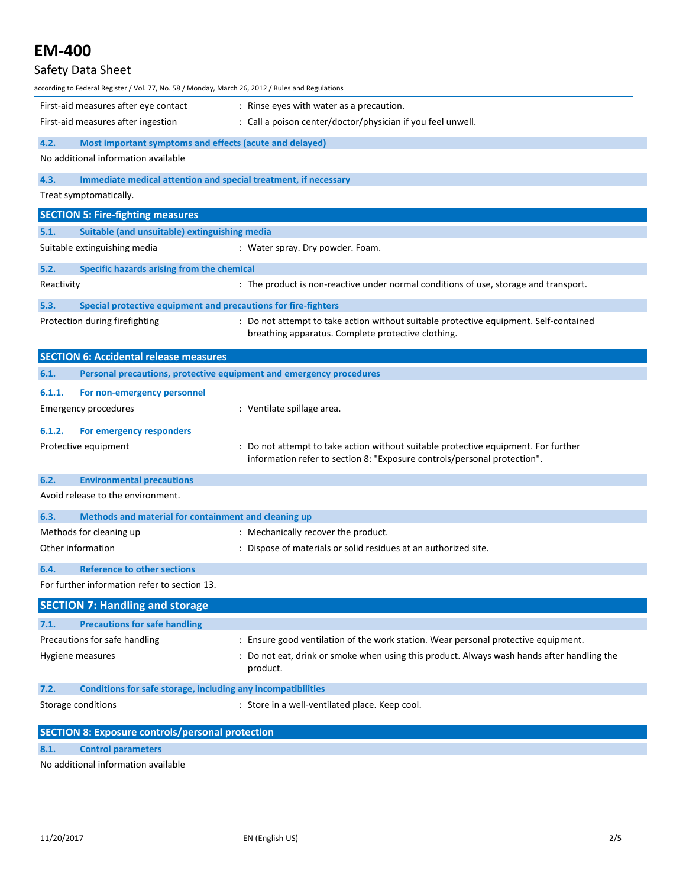First-aid measures after eye contact : Rinse eyes with water as a precaution.

First-aid measures after ingestion : Call a poison center/doctor/physician if you feel unwell.

### 4.2. Most important symptoms and effects (acute and delayed)

No additional information available

### 4.3. Immediate medical attention and special treatment, if necessary

Treat symptomatically.

## SECTION 5: Fire-fighting measures

### 5.1. Suitable (and unsuitable) extinguishing media

Suitable extinguishing media : Water spray. Dry powder. Foam.

### 5.2. Specific hazards arising from the chemical

Reactivity : The product is non-reactive under normal conditions of use, storage and transport.

### 5.3. Special protective equipment and precautions for fire-fighters

Protection during firefighting : Do not attempt to take action without suitable protective equipment. Self-contained breathing apparatus. Complete protective clothing.

## SECTION 6: Accidental release measures

### 6.1. Personal precautions, protective equipment and emergency procedures

#### 6.1.1. For non-emergency personnel

Emergency procedures : Ventilate spillage area.

#### 6.1.2. For emergency responders

Protective equipment : Do not attempt to take action without suitable protective equipment. For further information refer to section 8: "Exposure controls/personal protection".

### 6.2. Environmental precautions

Avoid release to the environment.

### 6.3. Methods and material for containment and cleaning up

Methods for cleaning up : Mechanically recover the product.

Other information : Dispose of materials or solid residues at an authorized site.

### 6.4. Reference to other sections

For further information refer to section 13.

## SECTION 7: Handling and storage

### 7.1. Precautions for safe handling

Precautions for safe handling : Ensure good ventilation of the work station. Wear personal protective equipment.

Hygiene measures : Do not eat, drink or smoke when using this product. Always wash hands after handling the product.

### 7.2. Conditions for safe storage, including any incompatibilities

Storage conditions : Store in a well-ventilated place. Keep cool.

## SECTION 8: Exposure controls/personal protection

### 8.1. Control parameters

No additional information available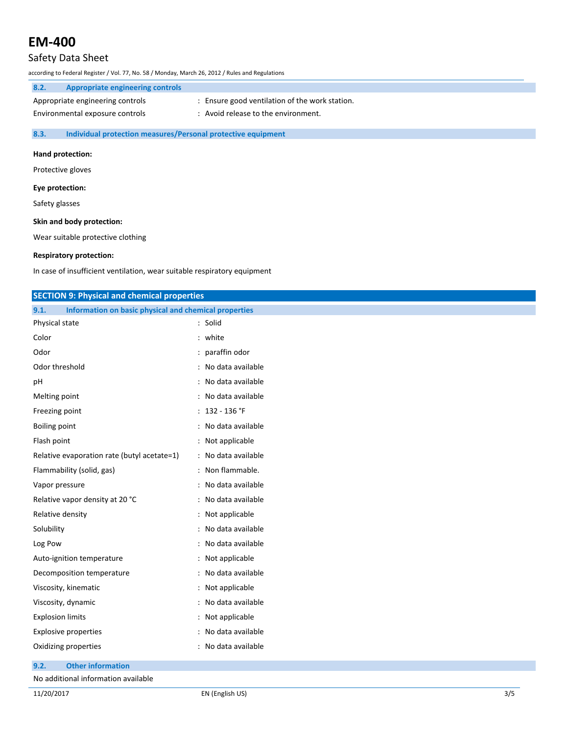### 8.2. Appropriate engineering controls

| | |
|---|---|
| Appropriate engineering controls | : Ensure good ventilation of the work station. |
| Environmental exposure controls | : Avoid release to the environment. |

### 8.3. Individual protection measures/Personal protective equipment

**Hand protection:**

Protective gloves

**Eye protection:**

Safety glasses

**Skin and body protection:**

Wear suitable protective clothing

**Respiratory protection:**

In case of insufficient ventilation, wear suitable respiratory equipment

## SECTION 9: Physical and chemical properties

### 9.1. Information on basic physical and chemical properties

| | |
|---|---|
| Physical state | : Solid |
| Color | : white |
| Odor | : paraffin odor |
| Odor threshold | : No data available |
| pH | : No data available |
| Melting point | : No data available |
| Freezing point | : 132 - 136 °F |
| Boiling point | : No data available |
| Flash point | : Not applicable |
| Relative evaporation rate (butyl acetate=1) | : No data available |
| Flammability (solid, gas) | : Non flammable. |
| Vapor pressure | : No data available |
| Relative vapor density at 20 °C | : No data available |
| Relative density | : Not applicable |
| Solubility | : No data available |
| Log Pow | : No data available |
| Auto-ignition temperature | : Not applicable |
| Decomposition temperature | : No data available |
| Viscosity, kinematic | : Not applicable |
| Viscosity, dynamic | : No data available |
| Explosion limits | : Not applicable |
| Explosive properties | : No data available |
| Oxidizing properties | : No data available |

### 9.2. Other information

No additional information available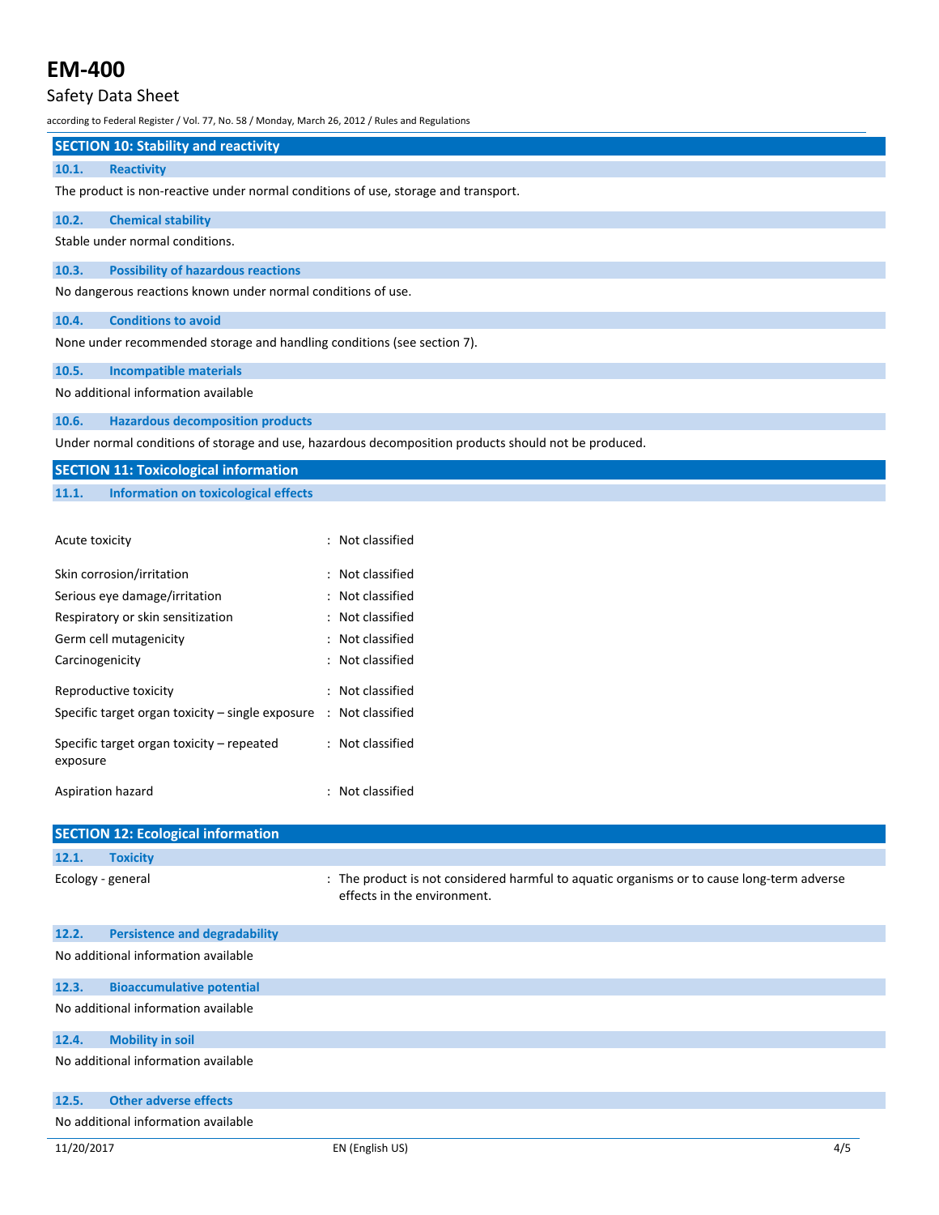## SECTION 10: Stability and reactivity

### 10.1. Reactivity

The product is non-reactive under normal conditions of use, storage and transport.

### 10.2. Chemical stability

Stable under normal conditions.

### 10.3. Possibility of hazardous reactions

No dangerous reactions known under normal conditions of use.

### 10.4. Conditions to avoid

None under recommended storage and handling conditions (see section 7).

### 10.5. Incompatible materials

No additional information available

### 10.6. Hazardous decomposition products

Under normal conditions of storage and use, hazardous decomposition products should not be produced.

## SECTION 11: Toxicological information

### 11.1. Information on toxicological effects

| | |
|---|---|
| Acute toxicity | : Not classified |
| Skin corrosion/irritation | : Not classified |
| Serious eye damage/irritation | : Not classified |
| Respiratory or skin sensitization | : Not classified |
| Germ cell mutagenicity | : Not classified |
| Carcinogenicity | : Not classified |
| Reproductive toxicity | : Not classified |
| Specific target organ toxicity – single exposure | : Not classified |
| Specific target organ toxicity – repeated exposure | : Not classified |
| Aspiration hazard | : Not classified |

## SECTION 12: Ecological information

### 12.1. Toxicity

Ecology - general : The product is not considered harmful to aquatic organisms or to cause long-term adverse effects in the environment.

### 12.2. Persistence and degradability

No additional information available

### 12.3. Bioaccumulative potential

No additional information available

### 12.4. Mobility in soil

No additional information available

### 12.5. Other adverse effects

No additional information available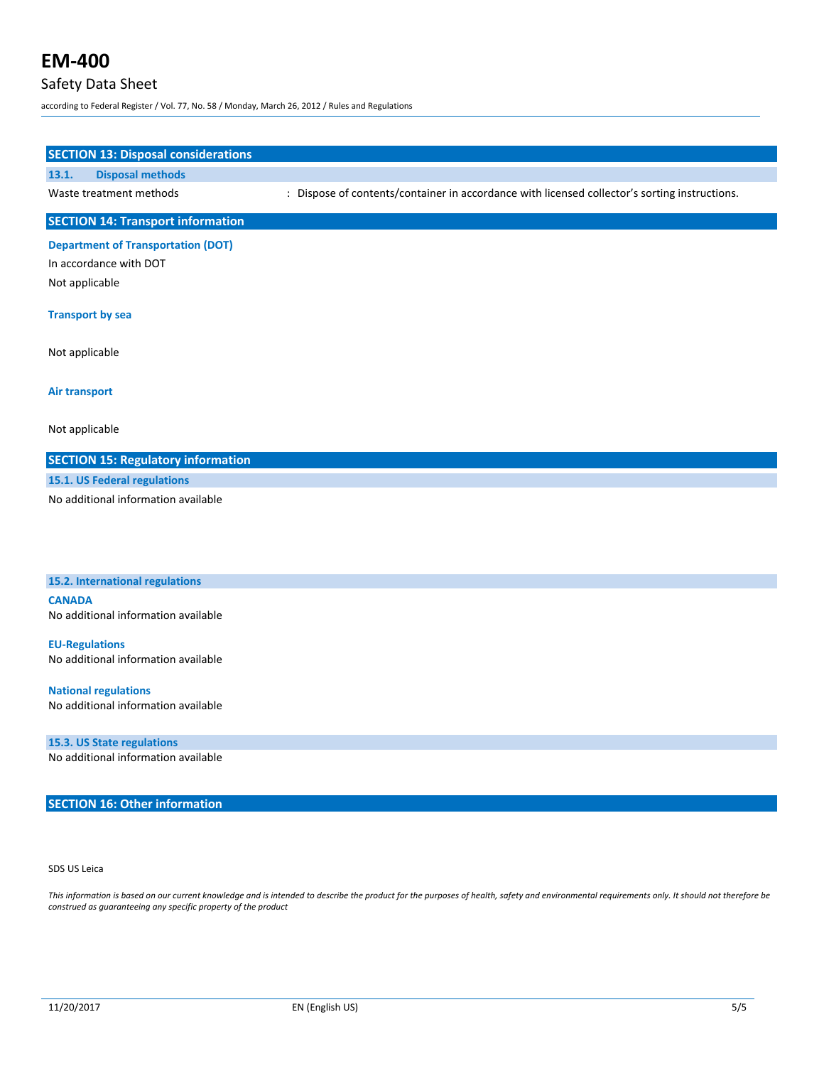## SECTION 13: Disposal considerations

### 13.1. Disposal methods

Waste treatment methods : Dispose of contents/container in accordance with licensed collector's sorting instructions.

## SECTION 14: Transport information

**Department of Transportation (DOT)**

In accordance with DOT

Not applicable

**Transport by sea**

Not applicable

**Air transport**

Not applicable

## SECTION 15: Regulatory information

### 15.1. US Federal regulations

No additional information available

### 15.2. International regulations

**CANADA**

No additional information available

**EU-Regulations**

No additional information available

**National regulations**

No additional information available

### 15.3. US State regulations

No additional information available

## SECTION 16: Other information

SDS US Leica

*This information is based on our current knowledge and is intended to describe the product for the purposes of health, safety and environmental requirements only. It should not therefore be construed as guaranteeing any specific property of the product*